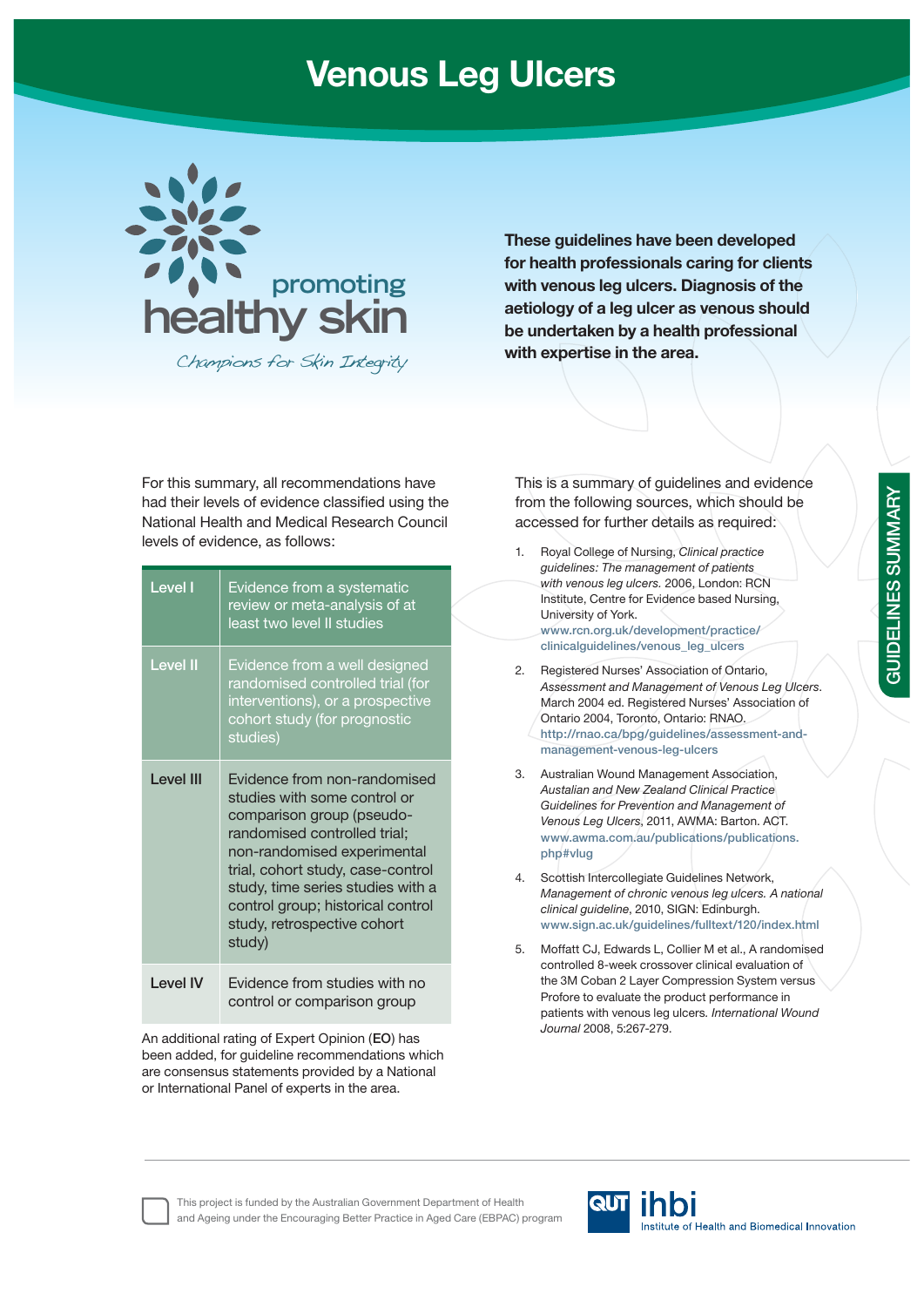# Venous Leg Ulcers

promoting healthy skin

*Champions for Skin Integrity*

**These guidelines have been developed for health professionals caring for clients with venous leg ulcers. Diagnosis of the aetiology of a leg ulcer as venous should be undertaken by a health professional with expertise in the area.**

GUIDELINES SUMMARY

For this summary, all recommendations have had their levels of evidence classified using the National Health and Medical Research Council levels of evidence, as follows:

| Level | Evidence |
|---|---|
| Level I | Evidence from a systematic review or meta-analysis of at least two level II studies |
| Level II | Evidence from a well designed randomised controlled trial (for interventions), or a prospective cohort study (for prognostic studies) |
| Level III | Evidence from non-randomised studies with some control or comparison group (pseudo-randomised controlled trial; non-randomised experimental trial, cohort study, case-control study, time series studies with a control group; historical control study, retrospective cohort study) |
| Level IV | Evidence from studies with no control or comparison group |

An additional rating of Expert Opinion (**EO**) has been added, for guideline recommendations which are consensus statements provided by a National or International Panel of experts in the area.

This is a summary of guidelines and evidence from the following sources, which should be accessed for further details as required:

1. Royal College of Nursing, *Clinical practice guidelines: The management of patients with venous leg ulcers.* 2006, London: RCN Institute, Centre for Evidence based Nursing, University of York. www.rcn.org.uk/development/practice/clinicalguidelines/venous_leg_ulcers
2. Registered Nurses' Association of Ontario, *Assessment and Management of Venous Leg Ulcers*. March 2004 ed. Registered Nurses' Association of Ontario 2004, Toronto, Ontario: RNAO. http://rnao.ca/bpg/guidelines/assessment-and-management-venous-leg-ulcers
3. Australian Wound Management Association, *Australian and New Zealand Clinical Practice Guidelines for Prevention and Management of Venous Leg Ulcers*, 2011, AWMA: Barton. ACT. www.awma.com.au/publications/publications.php#vlug
4. Scottish Intercollegiate Guidelines Network, *Management of chronic venous leg ulcers. A national clinical guideline*, 2010, SIGN: Edinburgh. www.sign.ac.uk/guidelines/fulltext/120/index.html
5. Moffatt CJ, Edwards L, Collier M et al., A randomised controlled 8-week crossover clinical evaluation of the 3M Coban 2 Layer Compression System versus Profore to evaluate the product performance in patients with venous leg ulcers. *International Wound Journal* 2008, 5:267-279.

This project is funded by the Australian Government Department of Health and Ageing under the Encouraging Better Practice in Aged Care (EBPAC) program

QUT ihbi Institute of Health and Biomedical Innovation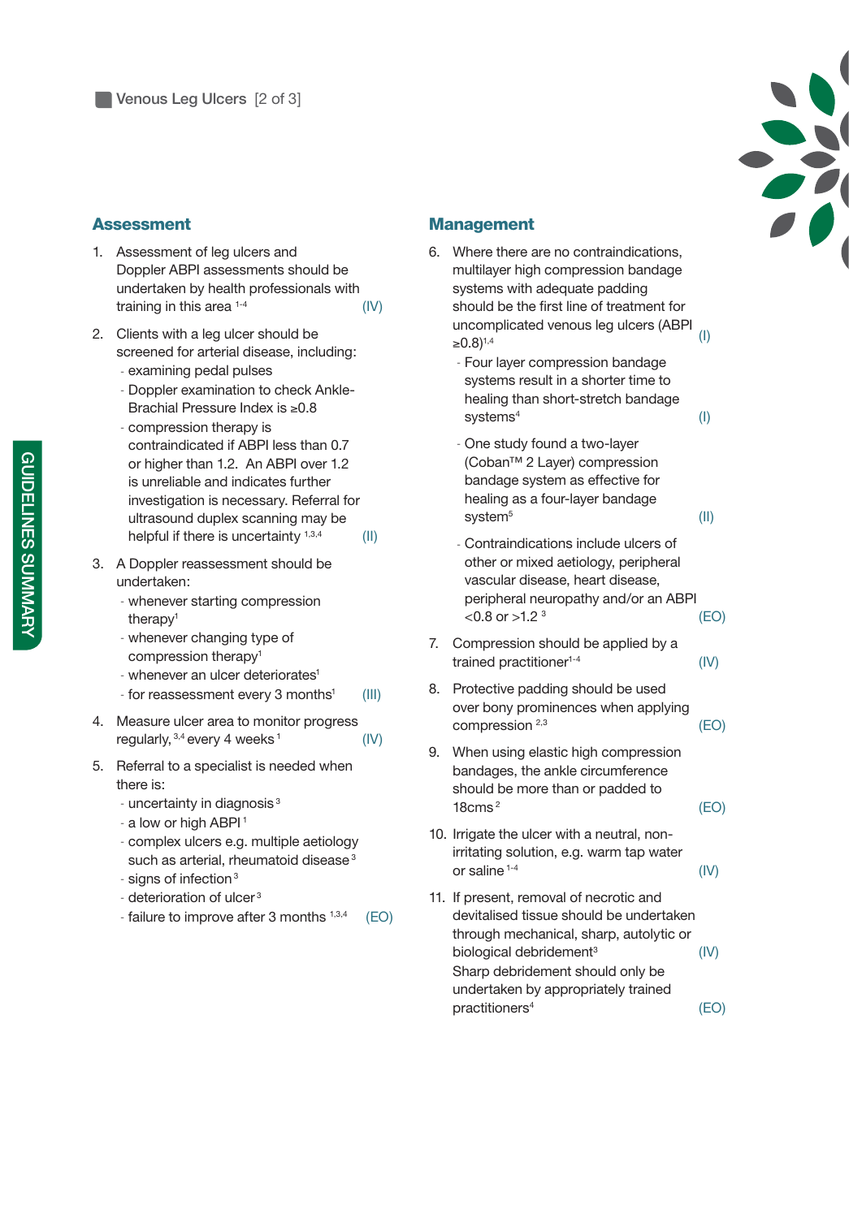# Venous Leg Ulcers

## Assessment

1. Assessment of leg ulcers and Doppler ABPI assessments should be undertaken by health professionals with training in this area [1-4] (IV)

2. Clients with a leg ulcer should be screened for arterial disease, including:
   - examining pedal pulses
   - Doppler examination to check Ankle-Brachial Pressure Index is ≥0.8
   - compression therapy is contraindicated if ABPI less than 0.7 or higher than 1.2. An ABPI over 1.2 is unreliable and indicates further investigation is necessary. Referral for ultrasound duplex scanning may be helpful if there is uncertainty [1,3,4] (II)

3. A Doppler reassessment should be undertaken:
   - whenever starting compression therapy[1]
   - whenever changing type of compression therapy[1]
   - whenever an ulcer deteriorates[1]
   - for reassessment every 3 months[1] (III)

4. Measure ulcer area to monitor progress regularly,[3,4] every 4 weeks[1] (IV)

5. Referral to a specialist is needed when there is:
   - uncertainty in diagnosis[3]
   - a low or high ABPI[1]
   - complex ulcers e.g. multiple aetiology such as arterial, rheumatoid disease[3]
   - signs of infection[3]
   - deterioration of ulcer[3]
   - failure to improve after 3 months [1,3,4] (EO)

## Management

6. Where there are no contraindications, multilayer high compression bandage systems with adequate padding should be the first line of treatment for uncomplicated venous leg ulcers (ABPI ≥0.8)[1,4] (I)
   - Four layer compression bandage systems result in a shorter time to healing than short-stretch bandage systems[4] (I)
   - One study found a two-layer (Coban™ 2 Layer) compression bandage system as effective for healing as a four-layer bandage system[5] (II)
   - Contraindications include ulcers of other or mixed aetiology, peripheral vascular disease, heart disease, peripheral neuropathy and/or an ABPI <0.8 or >1.2 [3] (EO)

7. Compression should be applied by a trained practitioner[1-4] (IV)

8. Protective padding should be used over bony prominences when applying compression [2,3] (EO)

9. When using elastic high compression bandages, the ankle circumference should be more than or padded to 18cms[2] (EO)

10. Irrigate the ulcer with a neutral, non-irritating solution, e.g. warm tap water or saline [1-4] (IV)

11. If present, removal of necrotic and devitalised tissue should be undertaken through mechanical, sharp, autolytic or biological debridement[3] (IV)
    Sharp debridement should only be undertaken by appropriately trained practitioners[4] (EO)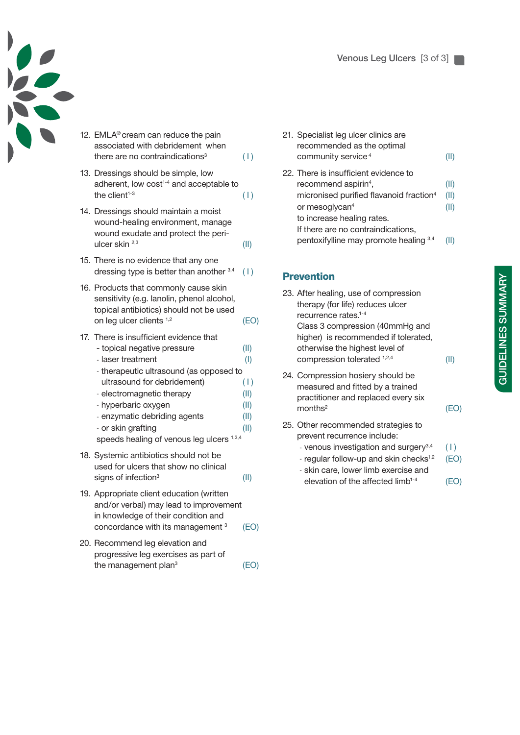12. EMLA® cream can reduce the pain associated with debridement when there are no contraindications[3] (I)

13. Dressings should be simple, low adherent, low cost[1-4] and acceptable to the client[1-3] (I)

14. Dressings should maintain a moist wound-healing environment, manage wound exudate and protect the peri-ulcer skin [2,3] (II)

15. There is no evidence that any one dressing type is better than another [3,4] (I)

16. Products that commonly cause skin sensitivity (e.g. lanolin, phenol alcohol, topical antibiotics) should not be used on leg ulcer clients [1,2] (EO)

17. There is insufficient evidence that
    - topical negative pressure (II)
    - laser treatment (I)
    - therapeutic ultrasound (as opposed to ultrasound for debridement) (I)
    - electromagnetic therapy (II)
    - hyperbaric oxygen (II)
    - enzymatic debriding agents (II)
    - or skin grafting (II)

    speeds healing of venous leg ulcers [1,3,4]

18. Systemic antibiotics should not be used for ulcers that show no clinical signs of infection[3] (II)

19. Appropriate client education (written and/or verbal) may lead to improvement in knowledge of their condition and concordance with its management [3] (EO)

20. Recommend leg elevation and progressive leg exercises as part of the management plan[3] (EO)

21. Specialist leg ulcer clinics are recommended as the optimal community service [4] (II)

22. There is insufficient evidence to recommend aspirin[4], (II) micronised purified flavanoid fraction[4] (II) or mesoglycan[4] (II) to increase healing rates.
    If there are no contraindications, pentoxifylline may promote healing [3,4] (II)

## Prevention

23. After healing, use of compression therapy (for life) reduces ulcer recurrence rates.[1-4]
    Class 3 compression (40mmHg and higher) is recommended if tolerated, otherwise the highest level of compression tolerated [1,2,4] (II)

24. Compression hosiery should be measured and fitted by a trained practitioner and replaced every six months[2] (EO)

25. Other recommended strategies to prevent recurrence include:
    - venous investigation and surgery[3,4] (I)
    - regular follow-up and skin checks[1,2] (EO)
    - skin care, lower limb exercise and elevation of the affected limb[1-4] (EO)

GUIDELINES SUMMARY